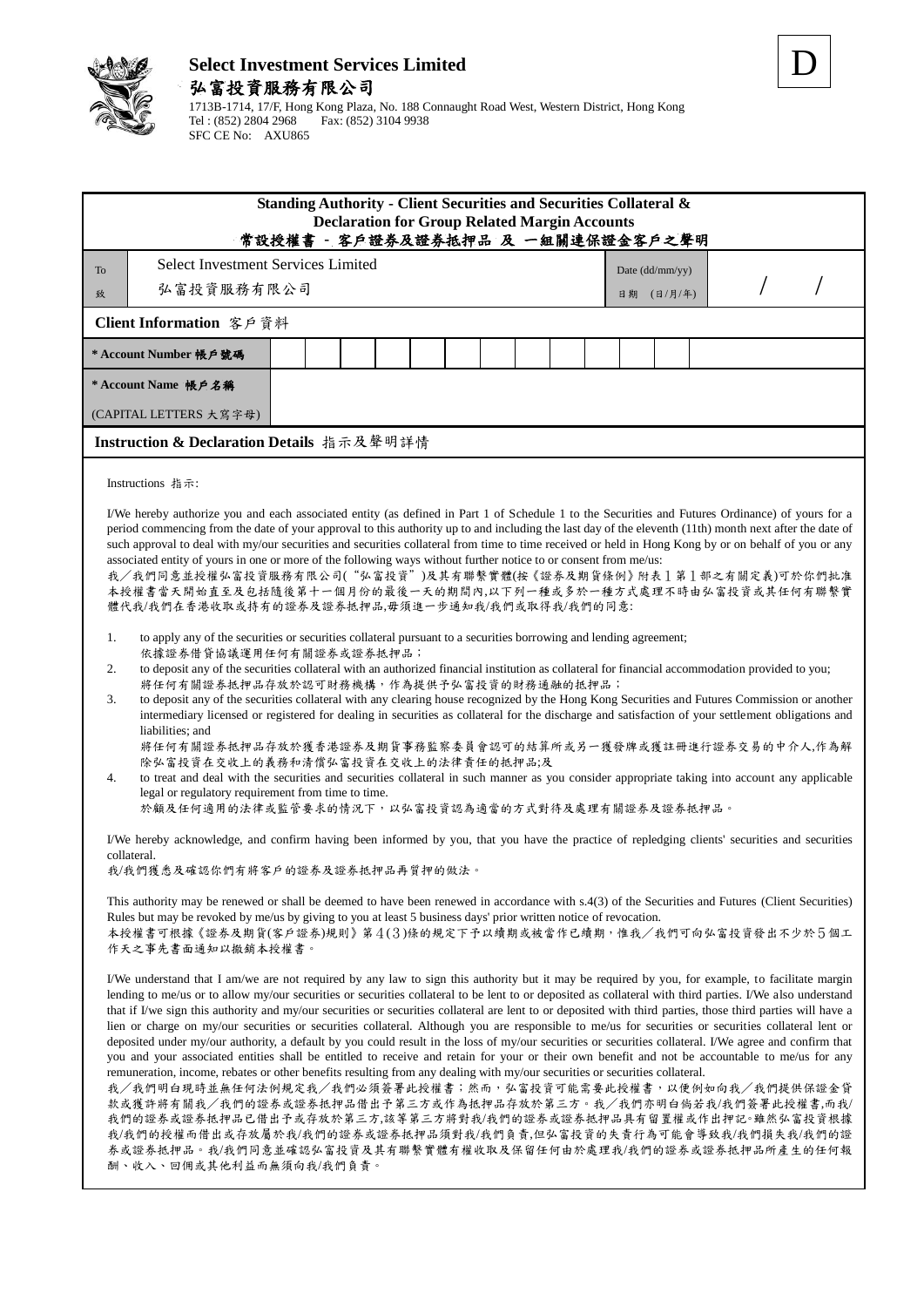**Select Investment Services Limited**

**弘富投資服務有限公司**

1713B-1714, 17/F, Hong Kong Plaza, No. 188 Connaught Road West, Western District, Hong Kong
Tel : (852) 2804 2968    Fax: (852) 3104 9938
SFC CE No:  AXU865

D

## Standing Authority - Client Securities and Securities Collateral & Declaration for Group Related Margin Accounts
## 常設授權書 - 客戶證券及證券抵押品 及 一組關連保證金客戶之聲明

| To 致 | Select Investment Services Limited 弘富投資服務有限公司 | Date (dd/mm/yy) 日期 (日/月/年) | / / |
|---|---|---|---|

**Client Information 客戶資料**

| * Account Number 帳戶號碼 | |
|---|---|
| * Account Name 帳戶名稱 (CAPITAL LETTERS 大寫字母) | |

**Instruction & Declaration Details 指示及聲明詳情**

Instructions 指示:

I/We hereby authorize you and each associated entity (as defined in Part 1 of Schedule 1 to the Securities and Futures Ordinance) of yours for a period commencing from the date of your approval to this authority up to and including the last day of the eleventh (11th) month next after the date of such approval to deal with my/our securities and securities collateral from time to time received or held in Hong Kong by or on behalf of you or any associated entity of yours in one or more of the following ways without further notice to or consent from me/us:

我／我們同意並授權弘富投資服務有限公司("弘富投資")及其有關聯繫實體(按《證券及期貨條例》附表1第1部之有關定義)可於你們批准本授權書當天開始直至及包括隨後第十一個月份的最後一天的期間內,以下列一種或多於一種方式處理不時由弘富投資或其任何有聯繫實體代我/我們在香港收取或持有的證券及證券抵押品,毋須進一步通知我/我們或取得我/我們的同意:

1. to apply any of the securities or securities collateral pursuant to a securities borrowing and lending agreement;
   依據證券借貸協議運用任何有關證券或證券抵押品；
2. to deposit any of the securities collateral with an authorized financial institution as collateral for financial accommodation provided to you;
   將任何有關證券抵押品存放於認可財務機構，作為提供予弘富投資的財務通融的抵押品；
3. to deposit any of the securities collateral with any clearing house recognized by the Hong Kong Securities and Futures Commission or another intermediary licensed or registered for dealing in securities as collateral for the discharge and satisfaction of your settlement obligations and liabilities; and
   將任何有關證券抵押品存放於獲香港證券及期貨事務監察委員會認可的結算所或另一獲發牌或獲註冊進行證券交易的中介人,作為解除弘富投資在交收上的義務和清償弘富投資在交收上的法律責任的抵押品;及
4. to treat and deal with the securities and securities collateral in such manner as you consider appropriate taking into account any applicable legal or regulatory requirement from time to time.
   於顧及任何適用的法律或監管要求的情況下，以弘富投資認為適當的方式對待及處理有關證券及證券抵押品。

I/We hereby acknowledge, and confirm having been informed by you, that you have the practice of repledging clients' securities and securities collateral.
我/我們獲悉及確認你們有將客戶的證券及證券抵押品再質押的做法。

This authority may be renewed or shall be deemed to have been renewed in accordance with s.4(3) of the Securities and Futures (Client Securities) Rules but may be revoked by me/us by giving to you at least 5 business days' prior written notice of revocation.
本授權書可根據《證券及期貨(客戶證券)規則》第4(3)條的規定下予以續期或被當作已續期，惟我／我們可向弘富投資發出不少於5個工作天之事先書面通知以撤銷本授權書。

I/We understand that I am/we are not required by any law to sign this authority but it may be required by you, for example, to facilitate margin lending to me/us or to allow my/our securities or securities collateral to be lent to or deposited as collateral with third parties. I/We also understand that if I/we sign this authority and my/our securities or securities collateral are lent to or deposited with third parties, those third parties will have a lien or charge on my/our securities or securities collateral. Although you are responsible to me/us for securities or securities collateral lent or deposited under my/our authority, a default by you could result in the loss of my/our securities or securities collateral. I/We agree and confirm that you and your associated entities shall be entitled to receive and retain for your or their own benefit and not be accountable to me/us for any remuneration, income, rebates or other benefits resulting from any dealing with my/our securities or securities collateral.
我／我們明白現時並無任何法例規定我／我們必須簽署此授權書；然而，弘富投資可能需要此授權書，以便例如向我／我們提供保證金貸款或獲許將有關我／我們的證券或證券抵押品借出予第三方或作為抵押品存放於第三方。我／我們亦明白倘若我/我們簽署此授權書,而我/我們的證券或證券抵押品已借出予或存放於第三方,該等第三方將對我/我們的證券或證券抵押品具有留置權或作出押記。雖然弘富投資根據我/我們的授權而借出或存放屬於我/我們的證券或證券抵押品須對我/我們負責,但弘富投資的失責行為可能會導致我/我們損失我/我們的證券或證券抵押品。我/我們同意並確認弘富投資及其有聯繫實體有權收取及保留任何由於處理我/我們的證券或證券抵押品所產生的任何報酬、收入、回佣或其他利益而無須向我/我們負責。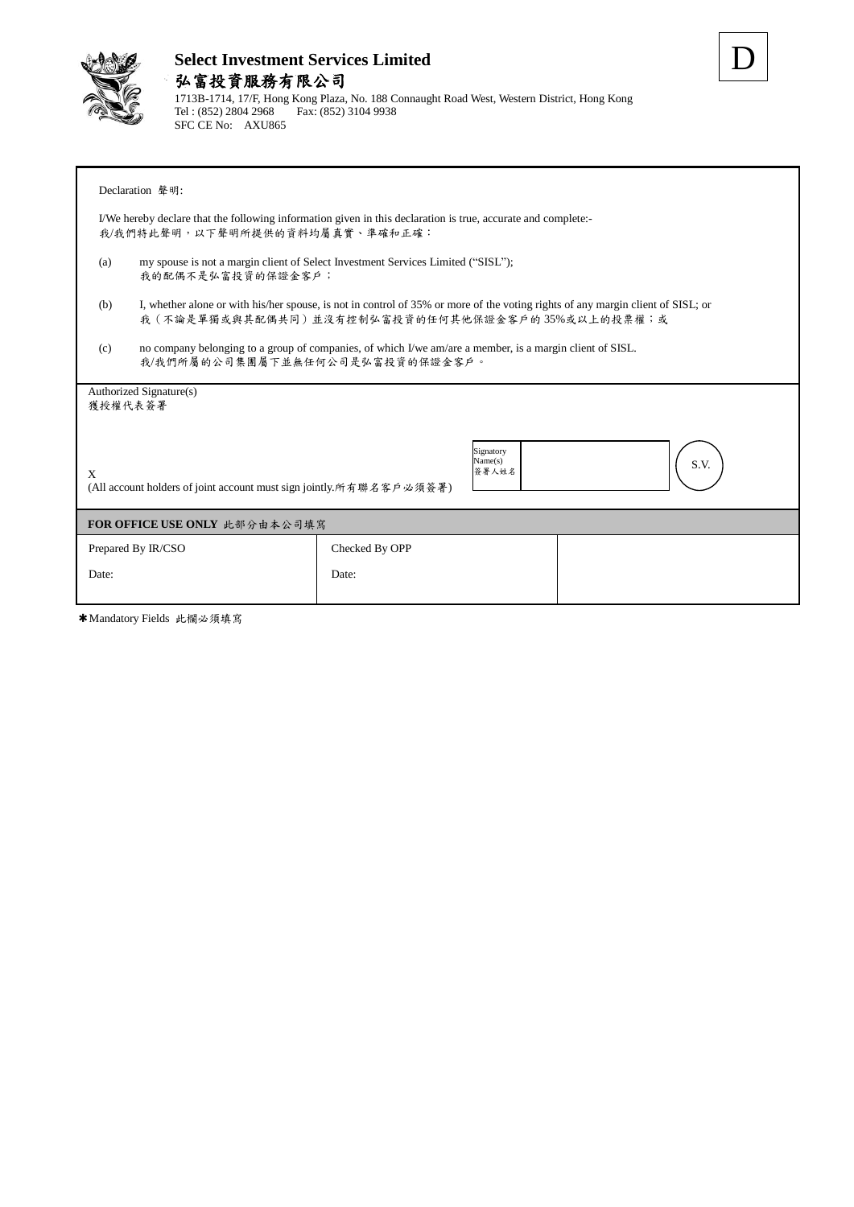**Select Investment Services Limited**

**弘富投資服務有限公司**

1713B-1714, 17/F, Hong Kong Plaza, No. 188 Connaught Road West, Western District, Hong Kong
Tel : (852) 2804 2968 Fax: (852) 3104 9938
SFC CE No: AXU865

D

Declaration 聲明:

I/We hereby declare that the following information given in this declaration is true, accurate and complete:-
我/我們特此聲明，以下聲明所提供的資料均屬真實、準確和正確：

(a) my spouse is not a margin client of Select Investment Services Limited ("SISL");
我的配偶不是弘富投資的保證金客戶；

(b) I, whether alone or with his/her spouse, is not in control of 35% or more of the voting rights of any margin client of SISL; or
我（不論是單獨或與其配偶共同）並沒有控制弘富投資的任何其他保證金客戶的 35%或以上的投票權；或

(c) no company belonging to a group of companies, of which I/we am/are a member, is a margin client of SISL.
我/我們所屬的公司集團屬下並無任何公司是弘富投資的保證金客戶。

Authorized Signature(s)
獲授權代表簽署

X
(All account holders of joint account must sign jointly.所有聯名客戶必須簽署)

Signatory Name(s) 簽署人姓名

S.V.

| FOR OFFICE USE ONLY 此部分由本公司填寫 | | |
|---|---|---|
| Prepared By IR/CSO | Checked By OPP | |
| Date: | Date: | |

✱Mandatory Fields 此欄必須填寫